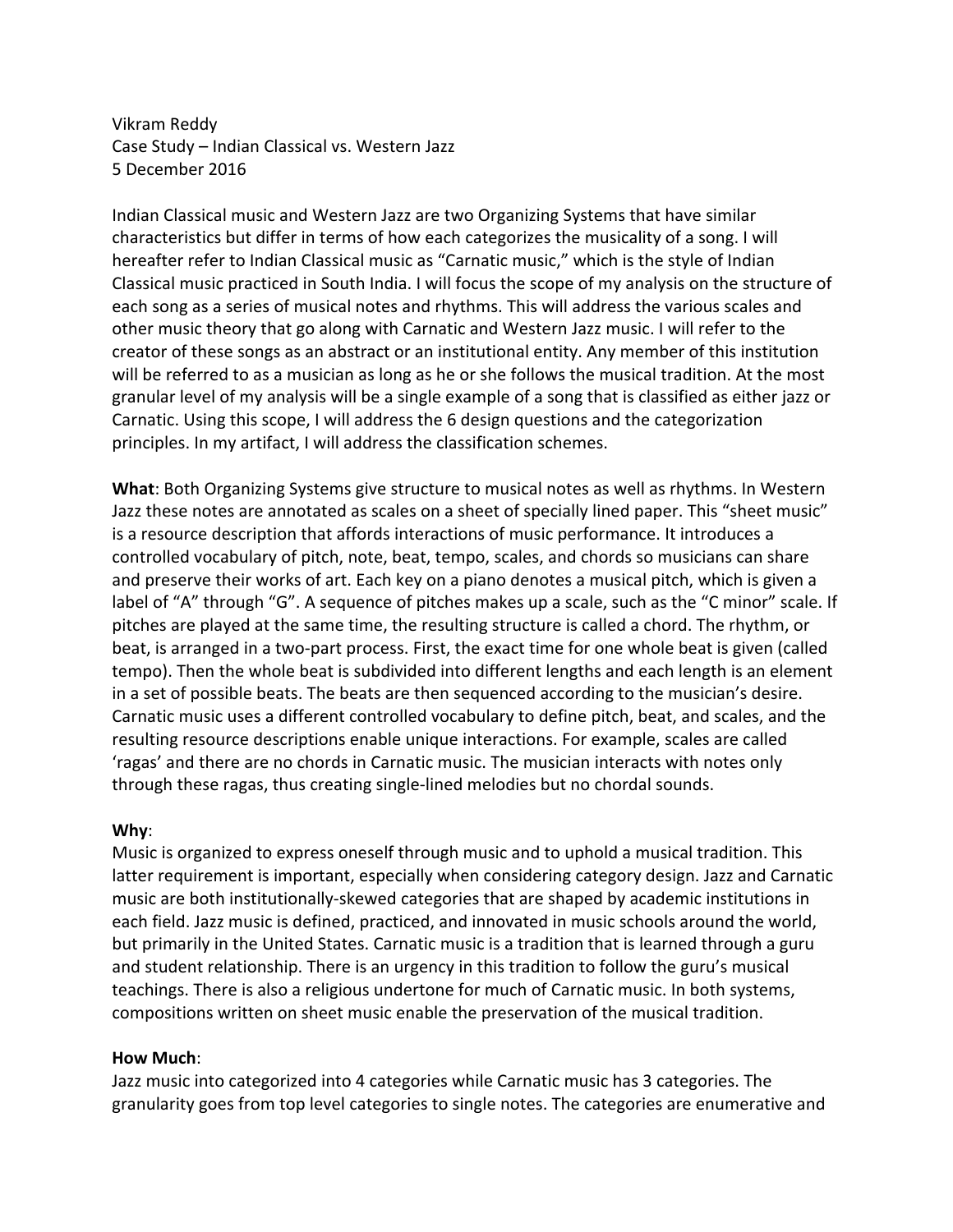Vikram Reddy
Case Study – Indian Classical vs. Western Jazz
5 December 2016

Indian Classical music and Western Jazz are two Organizing Systems that have similar characteristics but differ in terms of how each categorizes the musicality of a song. I will hereafter refer to Indian Classical music as "Carnatic music," which is the style of Indian Classical music practiced in South India. I will focus the scope of my analysis on the structure of each song as a series of musical notes and rhythms. This will address the various scales and other music theory that go along with Carnatic and Western Jazz music. I will refer to the creator of these songs as an abstract or an institutional entity. Any member of this institution will be referred to as a musician as long as he or she follows the musical tradition. At the most granular level of my analysis will be a single example of a song that is classified as either jazz or Carnatic. Using this scope, I will address the 6 design questions and the categorization principles. In my artifact, I will address the classification schemes.

**What**: Both Organizing Systems give structure to musical notes as well as rhythms. In Western Jazz these notes are annotated as scales on a sheet of specially lined paper. This "sheet music" is a resource description that affords interactions of music performance. It introduces a controlled vocabulary of pitch, note, beat, tempo, scales, and chords so musicians can share and preserve their works of art. Each key on a piano denotes a musical pitch, which is given a label of "A" through "G". A sequence of pitches makes up a scale, such as the "C minor" scale. If pitches are played at the same time, the resulting structure is called a chord. The rhythm, or beat, is arranged in a two-part process. First, the exact time for one whole beat is given (called tempo). Then the whole beat is subdivided into different lengths and each length is an element in a set of possible beats. The beats are then sequenced according to the musician's desire. Carnatic music uses a different controlled vocabulary to define pitch, beat, and scales, and the resulting resource descriptions enable unique interactions. For example, scales are called 'ragas' and there are no chords in Carnatic music. The musician interacts with notes only through these ragas, thus creating single-lined melodies but no chordal sounds.

**Why**:
Music is organized to express oneself through music and to uphold a musical tradition. This latter requirement is important, especially when considering category design. Jazz and Carnatic music are both institutionally-skewed categories that are shaped by academic institutions in each field. Jazz music is defined, practiced, and innovated in music schools around the world, but primarily in the United States. Carnatic music is a tradition that is learned through a guru and student relationship. There is an urgency in this tradition to follow the guru's musical teachings. There is also a religious undertone for much of Carnatic music. In both systems, compositions written on sheet music enable the preservation of the musical tradition.

**How Much**:
Jazz music into categorized into 4 categories while Carnatic music has 3 categories. The granularity goes from top level categories to single notes. The categories are enumerative and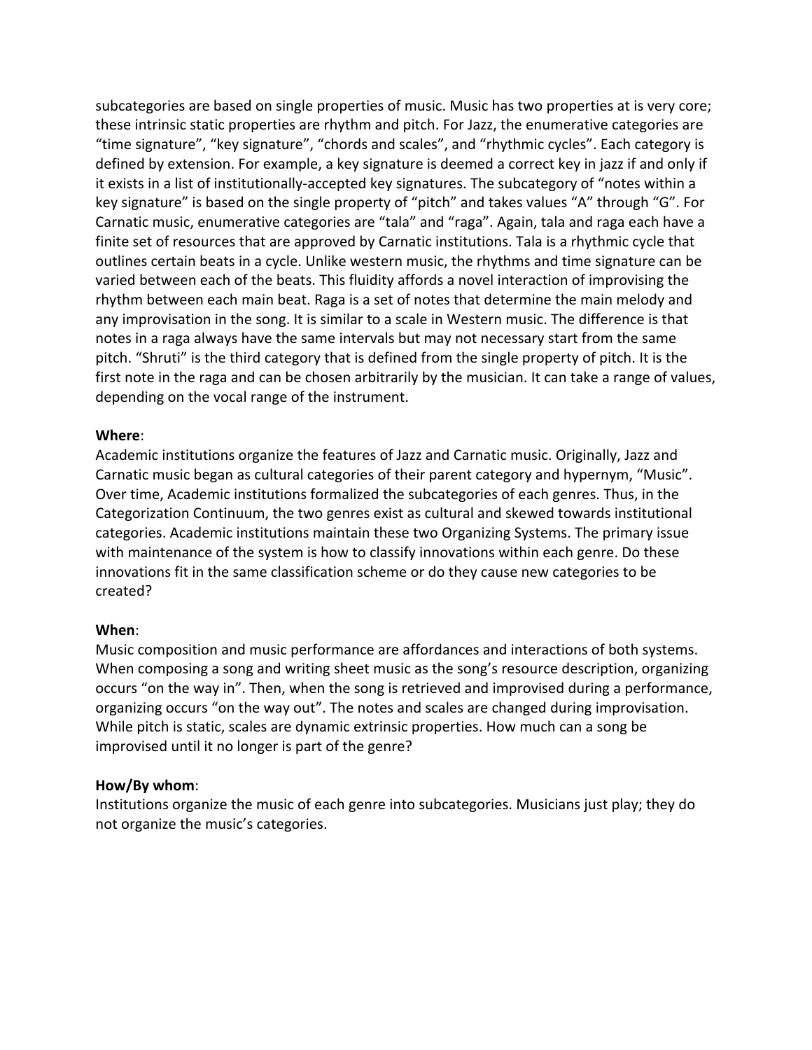subcategories are based on single properties of music. Music has two properties at is very core; these intrinsic static properties are rhythm and pitch. For Jazz, the enumerative categories are "time signature", "key signature", "chords and scales", and "rhythmic cycles". Each category is defined by extension. For example, a key signature is deemed a correct key in jazz if and only if it exists in a list of institutionally-accepted key signatures. The subcategory of "notes within a key signature" is based on the single property of "pitch" and takes values "A" through "G". For Carnatic music, enumerative categories are "tala" and "raga". Again, tala and raga each have a finite set of resources that are approved by Carnatic institutions. Tala is a rhythmic cycle that outlines certain beats in a cycle. Unlike western music, the rhythms and time signature can be varied between each of the beats. This fluidity affords a novel interaction of improvising the rhythm between each main beat. Raga is a set of notes that determine the main melody and any improvisation in the song. It is similar to a scale in Western music. The difference is that notes in a raga always have the same intervals but may not necessary start from the same pitch. "Shruti" is the third category that is defined from the single property of pitch. It is the first note in the raga and can be chosen arbitrarily by the musician. It can take a range of values, depending on the vocal range of the instrument.

**Where**:
Academic institutions organize the features of Jazz and Carnatic music. Originally, Jazz and Carnatic music began as cultural categories of their parent category and hypernym, "Music". Over time, Academic institutions formalized the subcategories of each genres. Thus, in the Categorization Continuum, the two genres exist as cultural and skewed towards institutional categories. Academic institutions maintain these two Organizing Systems. The primary issue with maintenance of the system is how to classify innovations within each genre. Do these innovations fit in the same classification scheme or do they cause new categories to be created?

**When**:
Music composition and music performance are affordances and interactions of both systems. When composing a song and writing sheet music as the song's resource description, organizing occurs "on the way in". Then, when the song is retrieved and improvised during a performance, organizing occurs "on the way out". The notes and scales are changed during improvisation. While pitch is static, scales are dynamic extrinsic properties. How much can a song be improvised until it no longer is part of the genre?

**How/By whom**:
Institutions organize the music of each genre into subcategories. Musicians just play; they do not organize the music's categories.